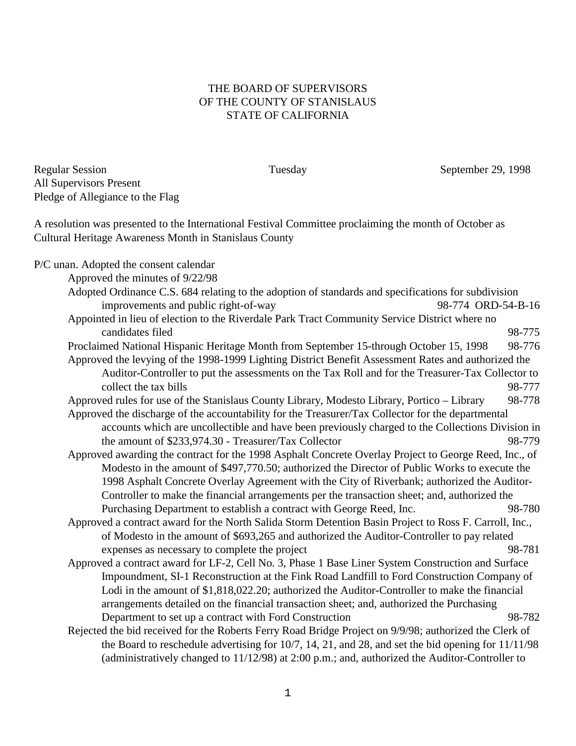THE BOARD OF SUPERVISORS
OF THE COUNTY OF STANISLAUS
STATE OF CALIFORNIA

Regular Session Tuesday September 29, 1998
All Supervisors Present
Pledge of Allegiance to the Flag

A resolution was presented to the International Festival Committee proclaiming the month of October as Cultural Heritage Awareness Month in Stanislaus County

P/C unan. Adopted the consent calendar

Approved the minutes of 9/22/98

Adopted Ordinance C.S. 684 relating to the adoption of standards and specifications for subdivision improvements and public right-of-way 98-774 ORD-54-B-16

Appointed in lieu of election to the Riverdale Park Tract Community Service District where no candidates filed 98-775

Proclaimed National Hispanic Heritage Month from September 15-through October 15, 1998 98-776

Approved the levying of the 1998-1999 Lighting District Benefit Assessment Rates and authorized the Auditor-Controller to put the assessments on the Tax Roll and for the Treasurer-Tax Collector to collect the tax bills 98-777

Approved rules for use of the Stanislaus County Library, Modesto Library, Portico – Library 98-778

Approved the discharge of the accountability for the Treasurer/Tax Collector for the departmental accounts which are uncollectible and have been previously charged to the Collections Division in the amount of $233,974.30 - Treasurer/Tax Collector 98-779

Approved awarding the contract for the 1998 Asphalt Concrete Overlay Project to George Reed, Inc., of Modesto in the amount of $497,770.50; authorized the Director of Public Works to execute the 1998 Asphalt Concrete Overlay Agreement with the City of Riverbank; authorized the Auditor-Controller to make the financial arrangements per the transaction sheet; and, authorized the Purchasing Department to establish a contract with George Reed, Inc. 98-780

Approved a contract award for the North Salida Storm Detention Basin Project to Ross F. Carroll, Inc., of Modesto in the amount of $693,265 and authorized the Auditor-Controller to pay related expenses as necessary to complete the project 98-781

Approved a contract award for LF-2, Cell No. 3, Phase 1 Base Liner System Construction and Surface Impoundment, SI-1 Reconstruction at the Fink Road Landfill to Ford Construction Company of Lodi in the amount of $1,818,022.20; authorized the Auditor-Controller to make the financial arrangements detailed on the financial transaction sheet; and, authorized the Purchasing Department to set up a contract with Ford Construction 98-782

Rejected the bid received for the Roberts Ferry Road Bridge Project on 9/9/98; authorized the Clerk of the Board to reschedule advertising for 10/7, 14, 21, and 28, and set the bid opening for 11/11/98 (administratively changed to 11/12/98) at 2:00 p.m.; and, authorized the Auditor-Controller to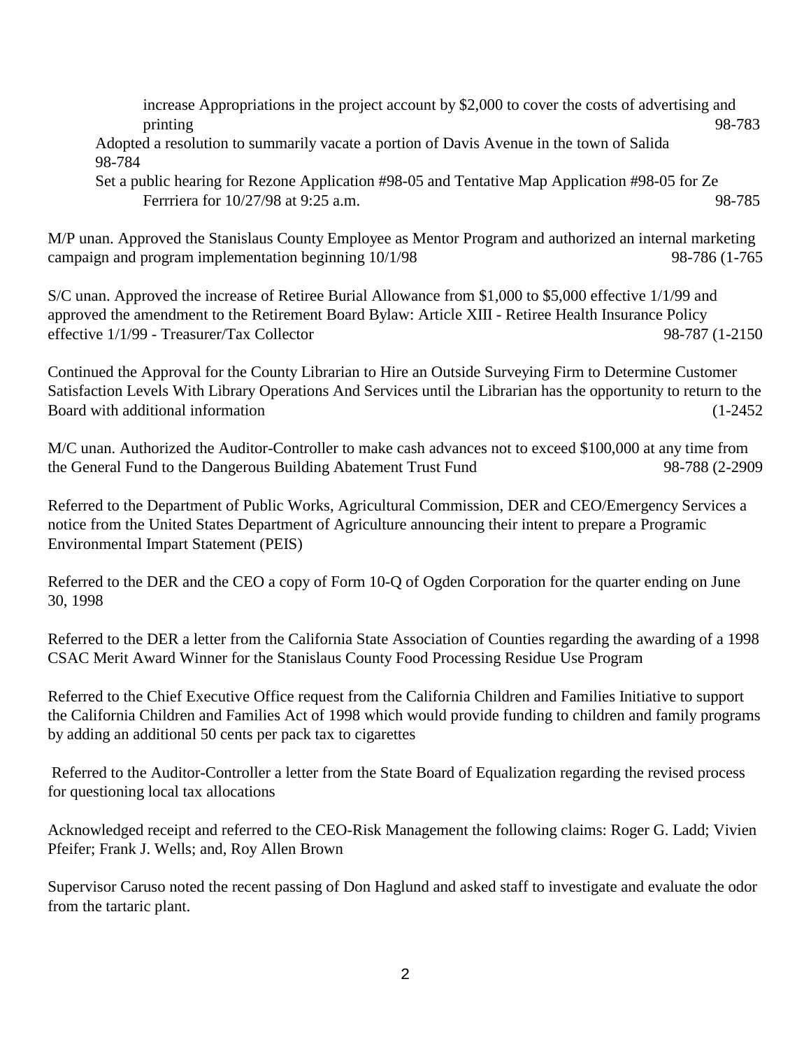increase Appropriations in the project account by $2,000 to cover the costs of advertising and printing 98-783

Adopted a resolution to summarily vacate a portion of Davis Avenue in the town of Salida 98-784

Set a public hearing for Rezone Application #98-05 and Tentative Map Application #98-05 for Ze Ferrriera for 10/27/98 at 9:25 a.m. 98-785

M/P unan. Approved the Stanislaus County Employee as Mentor Program and authorized an internal marketing campaign and program implementation beginning 10/1/98 98-786 (1-765

S/C unan. Approved the increase of Retiree Burial Allowance from $1,000 to $5,000 effective 1/1/99 and approved the amendment to the Retirement Board Bylaw: Article XIII - Retiree Health Insurance Policy effective 1/1/99 - Treasurer/Tax Collector 98-787 (1-2150

Continued the Approval for the County Librarian to Hire an Outside Surveying Firm to Determine Customer Satisfaction Levels With Library Operations And Services until the Librarian has the opportunity to return to the Board with additional information (1-2452

M/C unan. Authorized the Auditor-Controller to make cash advances not to exceed $100,000 at any time from the General Fund to the Dangerous Building Abatement Trust Fund 98-788 (2-2909

Referred to the Department of Public Works, Agricultural Commission, DER and CEO/Emergency Services a notice from the United States Department of Agriculture announcing their intent to prepare a Programic Environmental Impart Statement (PEIS)

Referred to the DER and the CEO a copy of Form 10-Q of Ogden Corporation for the quarter ending on June 30, 1998

Referred to the DER a letter from the California State Association of Counties regarding the awarding of a 1998 CSAC Merit Award Winner for the Stanislaus County Food Processing Residue Use Program

Referred to the Chief Executive Office request from the California Children and Families Initiative to support the California Children and Families Act of 1998 which would provide funding to children and family programs by adding an additional 50 cents per pack tax to cigarettes

Referred to the Auditor-Controller a letter from the State Board of Equalization regarding the revised process for questioning local tax allocations

Acknowledged receipt and referred to the CEO-Risk Management the following claims: Roger G. Ladd; Vivien Pfeifer; Frank J. Wells; and, Roy Allen Brown

Supervisor Caruso noted the recent passing of Don Haglund and asked staff to investigate and evaluate the odor from the tartaric plant.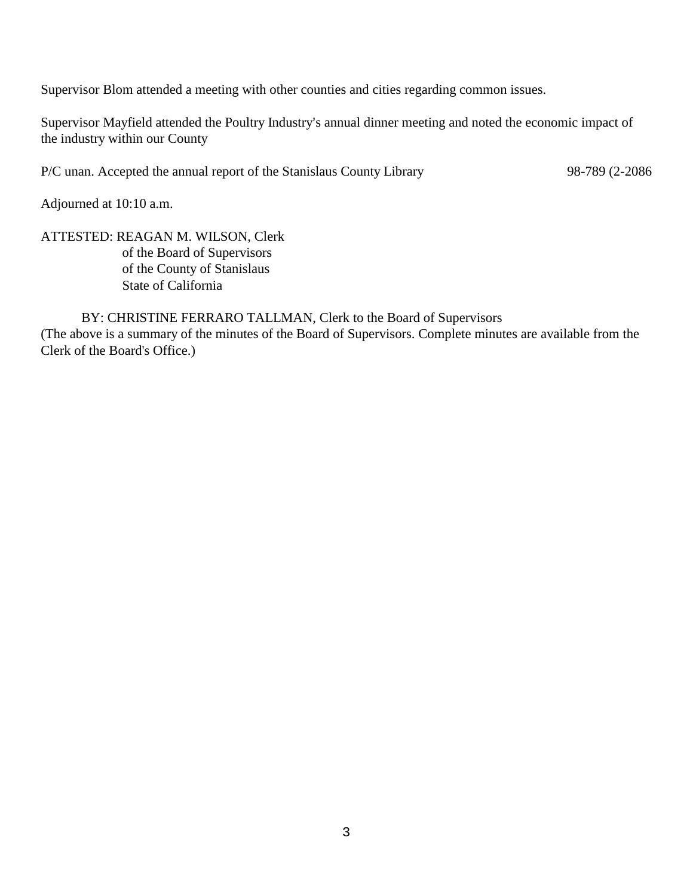Supervisor Blom attended a meeting with other counties and cities regarding common issues.

Supervisor Mayfield attended the Poultry Industry's annual dinner meeting and noted the economic impact of the industry within our County

P/C unan. Accepted the annual report of the Stanislaus County Library 98-789 (2-2086

Adjourned at 10:10 a.m.

ATTESTED: REAGAN M. WILSON, Clerk
of the Board of Supervisors
of the County of Stanislaus
State of California

BY: CHRISTINE FERRARO TALLMAN, Clerk to the Board of Supervisors
(The above is a summary of the minutes of the Board of Supervisors. Complete minutes are available from the Clerk of the Board's Office.)